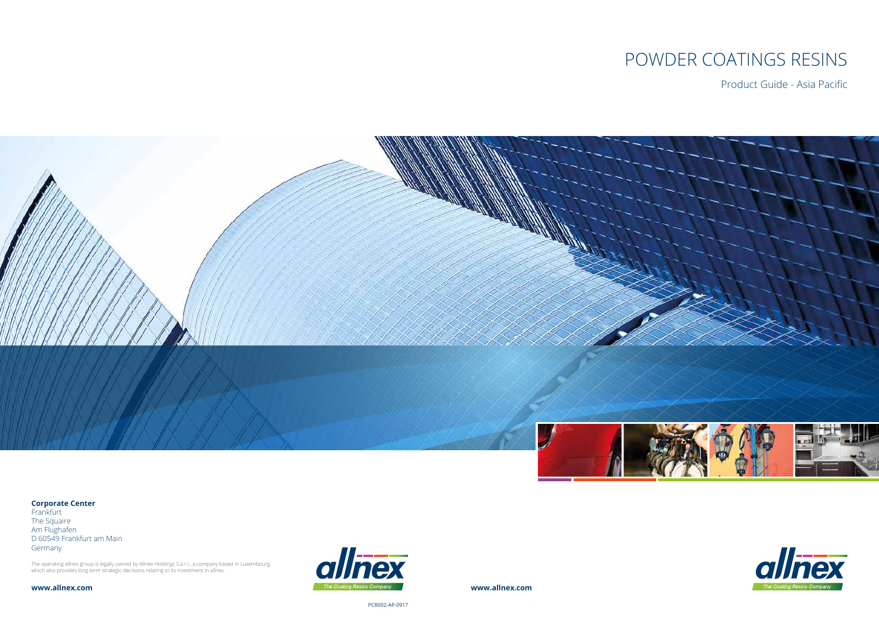# POWDER COATINGS RESINS

Product Guide - Asia Pacific

**Corporate Center**
Frankfurt
The Squaire
Am Flughafen
D 60549 Frankfurt am Main
Germany

The operating allnex group is legally owned by Allnex Holdings S.à r.l., a company based in Luxembourg, which also provides long term strategic decisions relating to its investment in allnex.

**www.allnex.com**

allnex
The Coating Resins Company

**www.allnex.com**

allnex
The Coating Resins Company

PCR002-AP-0917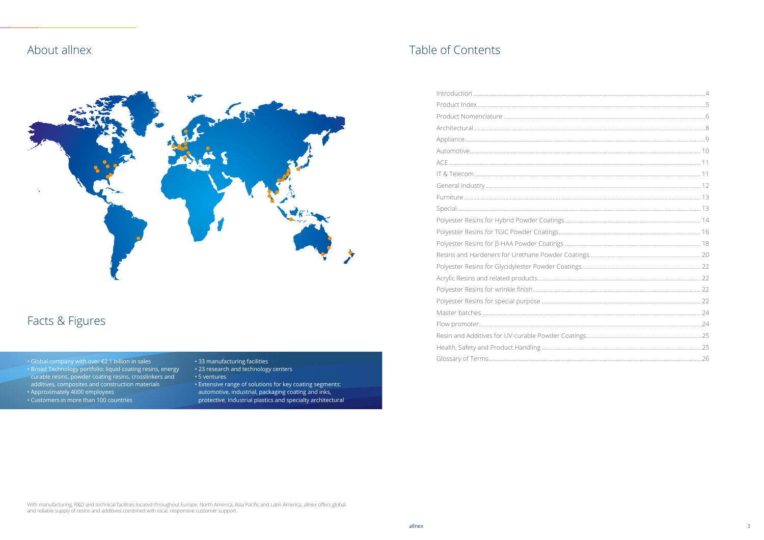## About allnex

## Facts & Figures

- Global company with over €2.1 billion in sales
- Broad Technology portfolio: liquid coating resins, energy curable resins, powder coating resins, crosslinkers and additives, composites and construction materials
- Approximately 4000 employees
- Customers in more than 100 countries
- 33 manufacturing facilities
- 23 research and technology centers
- 5 ventures
- Extensive range of solutions for key coating segments: automotive, industrial, packaging coating and inks, protective, industrial plastics and specialty architectural

With manufacturing, R&D and technical facilities located throughout Europe, North America, Asia Pacific and Latin America, allnex offers global and reliable supply of resins and additives combined with local, responsive customer support.

## Table of Contents

| | |
|---|---|
| Introduction | 4 |
| Product Index | 5 |
| Product Nomenclature | 6 |
| Architectural | 8 |
| Appliance | 9 |
| Automotive | 10 |
| ACE | 11 |
| IT & Telecom | 11 |
| General Industry | 12 |
| Furniture | 13 |
| Special | 13 |
| Polyester Resins for Hybrid Powder Coatings | 14 |
| Polyester Resins for TGIC Powder Coatings | 16 |
| Polyester Resins for β-HAA Powder Coatings | 18 |
| Resins and Hardeners for Urethane Powder Coatings | 20 |
| Polyester Resins for Glycidylester Powder Coatings | 22 |
| Acrylic Resins and related products | 22 |
| Polyester Resins for wrinkle finish | 22 |
| Polyester Resins for special purpose | 22 |
| Master batches | 24 |
| Flow promoter | 24 |
| Resin and Additives for UV-curable Powder Coatings | 25 |
| Health, Safety and Product Handling | 25 |
| Glossary of Terms | 26 |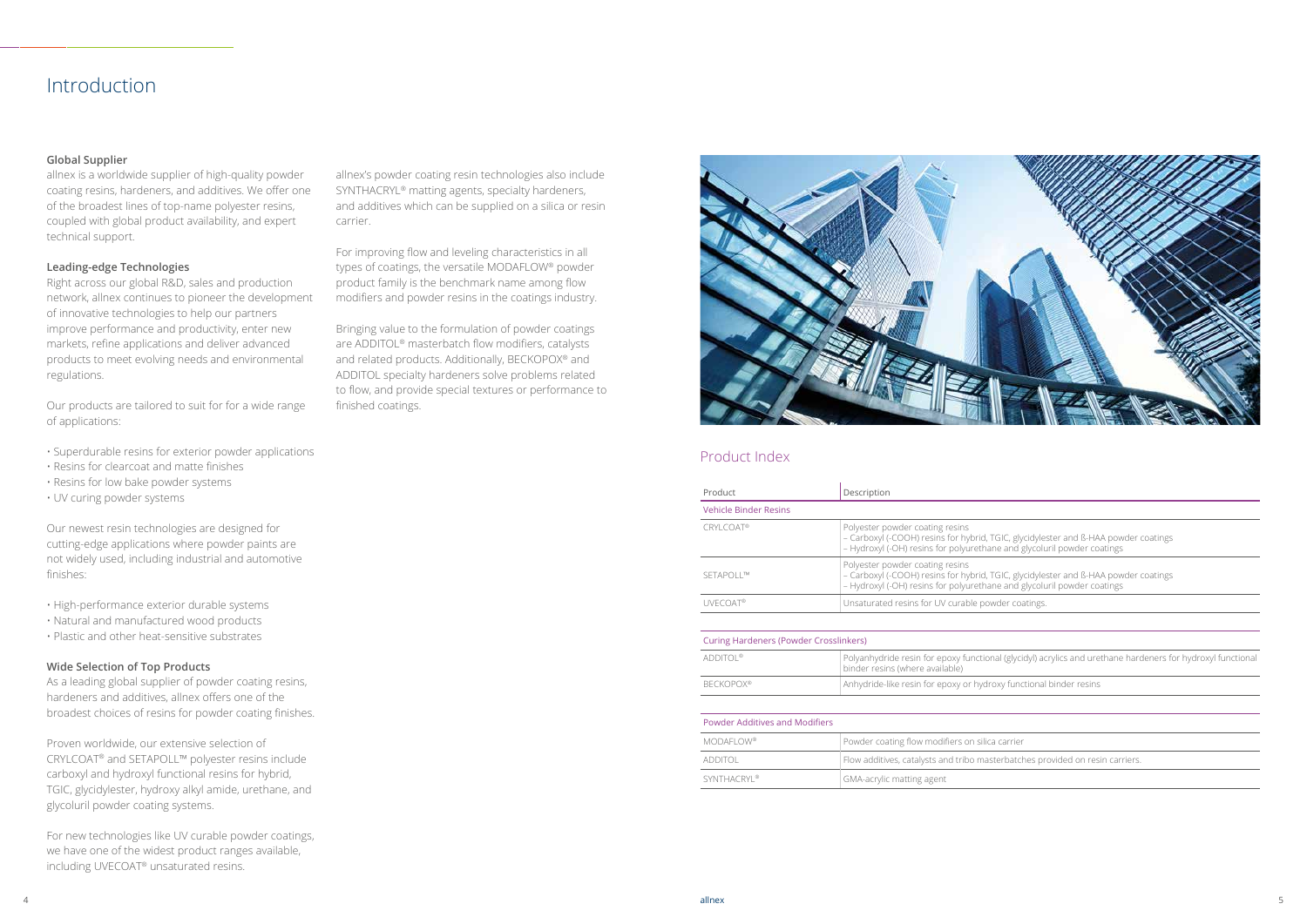# Introduction

### Global Supplier

allnex is a worldwide supplier of high-quality powder coating resins, hardeners, and additives. We offer one of the broadest lines of top-name polyester resins, coupled with global product availability, and expert technical support.

### Leading-edge Technologies

Right across our global R&D, sales and production network, allnex continues to pioneer the development of innovative technologies to help our partners improve performance and productivity, enter new markets, refine applications and deliver advanced products to meet evolving needs and environmental regulations.

Our products are tailored to suit for for a wide range of applications:

- Superdurable resins for exterior powder applications
- Resins for clearcoat and matte finishes
- Resins for low bake powder systems
- UV curing powder systems

Our newest resin technologies are designed for cutting-edge applications where powder paints are not widely used, including industrial and automotive finishes:

- High-performance exterior durable systems
- Natural and manufactured wood products
- Plastic and other heat-sensitive substrates

### Wide Selection of Top Products

As a leading global supplier of powder coating resins, hardeners and additives, allnex offers one of the broadest choices of resins for powder coating finishes.

Proven worldwide, our extensive selection of CRYLCOAT® and SETAPOLL™ polyester resins include carboxyl and hydroxyl functional resins for hybrid, TGIC, glycidylester, hydroxy alkyl amide, urethane, and glycoluril powder coating systems.

For new technologies like UV curable powder coatings, we have one of the widest product ranges available, including UVECOAT® unsaturated resins.

allnex's powder coating resin technologies also include SYNTHACRYL® matting agents, specialty hardeners, and additives which can be supplied on a silica or resin carrier.

For improving flow and leveling characteristics in all types of coatings, the versatile MODAFLOW® powder product family is the benchmark name among flow modifiers and powder resins in the coatings industry.

Bringing value to the formulation of powder coatings are ADDITOL® masterbatch flow modifiers, catalysts and related products. Additionally, BECKOPOX® and ADDITOL specialty hardeners solve problems related to flow, and provide special textures or performance to finished coatings.

## Product Index

| Product | Description |
|---|---|
| **Vehicle Binder Resins** | |
| CRYLCOAT® | Polyester powder coating resins<br>– Carboxyl (-COOH) resins for hybrid, TGIC, glycidylester and ß-HAA powder coatings<br>– Hydroxyl (-OH) resins for polyurethane and glycoluril powder coatings |
| SETAPOLL™ | Polyester powder coating resins<br>– Carboxyl (-COOH) resins for hybrid, TGIC, glycidylester and ß-HAA powder coatings<br>– Hydroxyl (-OH) resins for polyurethane and glycoluril powder coatings |
| UVECOAT® | Unsaturated resins for UV curable powder coatings. |
| **Curing Hardeners (Powder Crosslinkers)** | |
| ADDITOL® | Polyanhydride resin for epoxy functional (glycidyl) acrylics and urethane hardeners for hydroxyl functional binder resins (where available) |
| BECKOPOX® | Anhydride-like resin for epoxy or hydroxy functional binder resins |
| **Powder Additives and Modifiers** | |
| MODAFLOW® | Powder coating flow modifiers on silica carrier |
| ADDITOL | Flow additives, catalysts and tribo masterbatches provided on resin carriers. |
| SYNTHACRYL® | GMA-acrylic matting agent |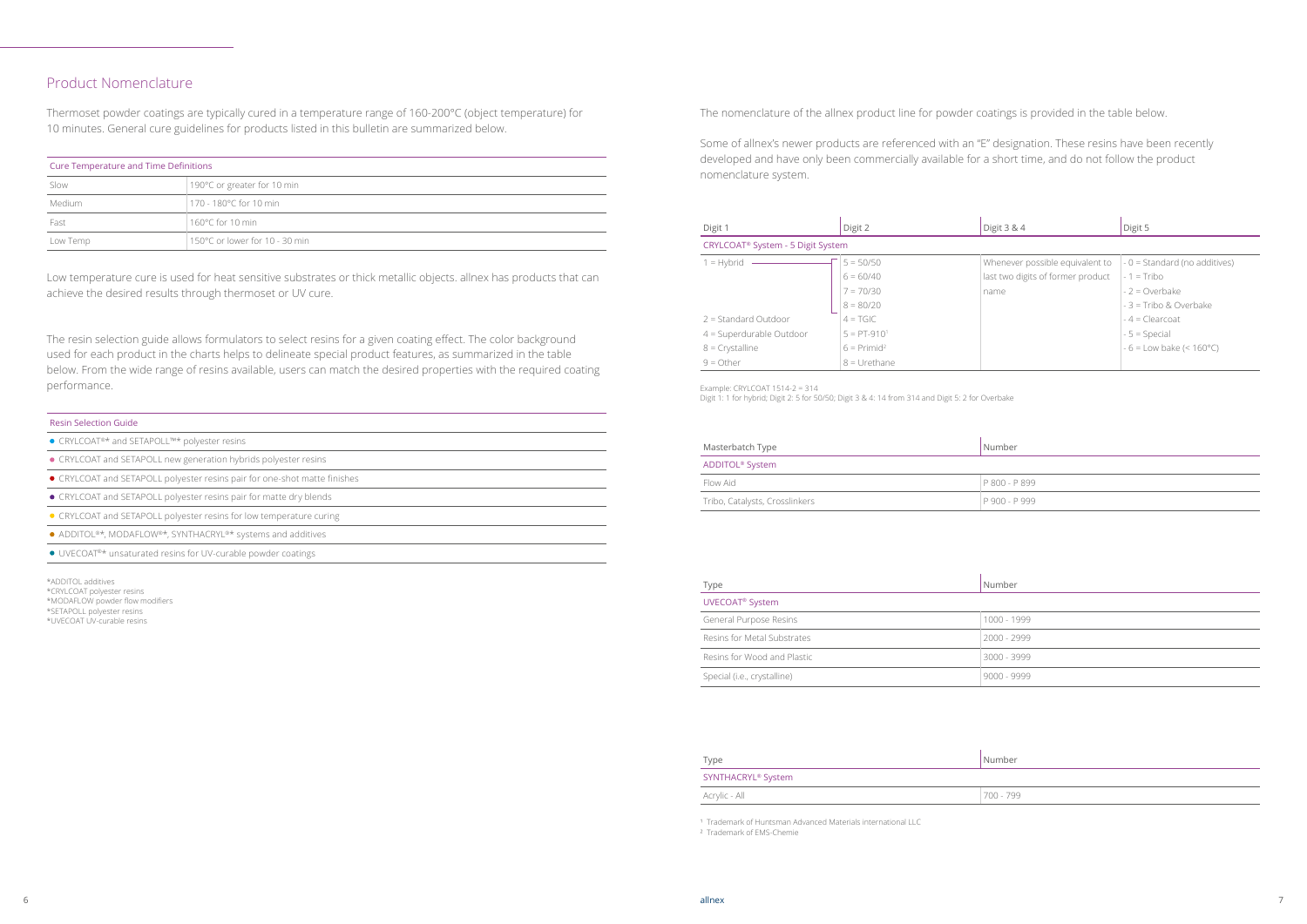## Product Nomenclature

Thermoset powder coatings are typically cured in a temperature range of 160-200°C (object temperature) for 10 minutes. General cure guidelines for products listed in this bulletin are summarized below.

| Cure Temperature and Time Definitions | |
|---|---|
| Slow | 190°C or greater for 10 min |
| Medium | 170 - 180°C for 10 min |
| Fast | 160°C for 10 min |
| Low Temp | 150°C or lower for 10 - 30 min |

Low temperature cure is used for heat sensitive substrates or thick metallic objects. allnex has products that can achieve the desired results through thermoset or UV cure.

The resin selection guide allows formulators to select resins for a given coating effect. The color background used for each product in the charts helps to delineate special product features, as summarized in the table below. From the wide range of resins available, users can match the desired properties with the required coating performance.

| Resin Selection Guide |
|---|
| ● CRYLCOAT®* and SETAPOLL™* polyester resins |
| ● CRYLCOAT and SETAPOLL new generation hybrids polyester resins |
| ● CRYLCOAT and SETAPOLL polyester resins pair for one-shot matte finishes |
| ● CRYLCOAT and SETAPOLL polyester resins pair for matte dry blends |
| ● CRYLCOAT and SETAPOLL polyester resins for low temperature curing |
| ● ADDITOL®*, MODAFLOW®*, SYNTHACRYL®* systems and additives |
| ● UVECOAT®* unsaturated resins for UV-curable powder coatings |

*ADDITOL additives
*CRYLCOAT polyester resins
*MODAFLOW powder flow modifiers
*SETAPOLL polyester resins
*UVECOAT UV-curable resins

The nomenclature of the allnex product line for powder coatings is provided in the table below.

Some of allnex's newer products are referenced with an "E" designation. These resins have been recently developed and have only been commercially available for a short time, and do not follow the product nomenclature system.

| Digit 1 | Digit 2 | Digit 3 & 4 | Digit 5 |
|---|---|---|---|
| CRYLCOAT® System - 5 Digit System | | | |
| 1 = Hybrid | 5 = 50/50 | Whenever possible equivalent to last two digits of former product name | - 0 = Standard (no additives) |
| | 6 = 60/40 | | - 1 = Tribo |
| | 7 = 70/30 | | - 2 = Overbake |
| | 8 = 80/20 | | - 3 = Tribo & Overbake |
| 2 = Standard Outdoor | 4 = TGIC | | - 4 = Clearcoat |
| 4 = Superdurable Outdoor | 5 = PT-910[1] | | - 5 = Special |
| 8 = Crystalline | 6 = Primid[2] | | - 6 = Low bake (< 160°C) |
| 9 = Other | 8 = Urethane | | |

Example: CRYLCOAT 1514-2 = 314
Digit 1: 1 for hybrid; Digit 2: 5 for 50/50; Digit 3 & 4: 14 from 314 and Digit 5: 2 for Overbake

| Masterbatch Type | Number |
|---|---|
| ADDITOL® System | |
| Flow Aid | P 800 - P 899 |
| Tribo, Catalysts, Crosslinkers | P 900 - P 999 |

| Type | Number |
|---|---|
| UVECOAT® System | |
| General Purpose Resins | 1000 - 1999 |
| Resins for Metal Substrates | 2000 - 2999 |
| Resins for Wood and Plastic | 3000 - 3999 |
| Special (i.e., crystalline) | 9000 - 9999 |

| Type | Number |
|---|---|
| SYNTHACRYL® System | |
| Acrylic - All | 700 - 799 |

[1] Trademark of Huntsman Advanced Materials international LLC
[2] Trademark of EMS-Chemie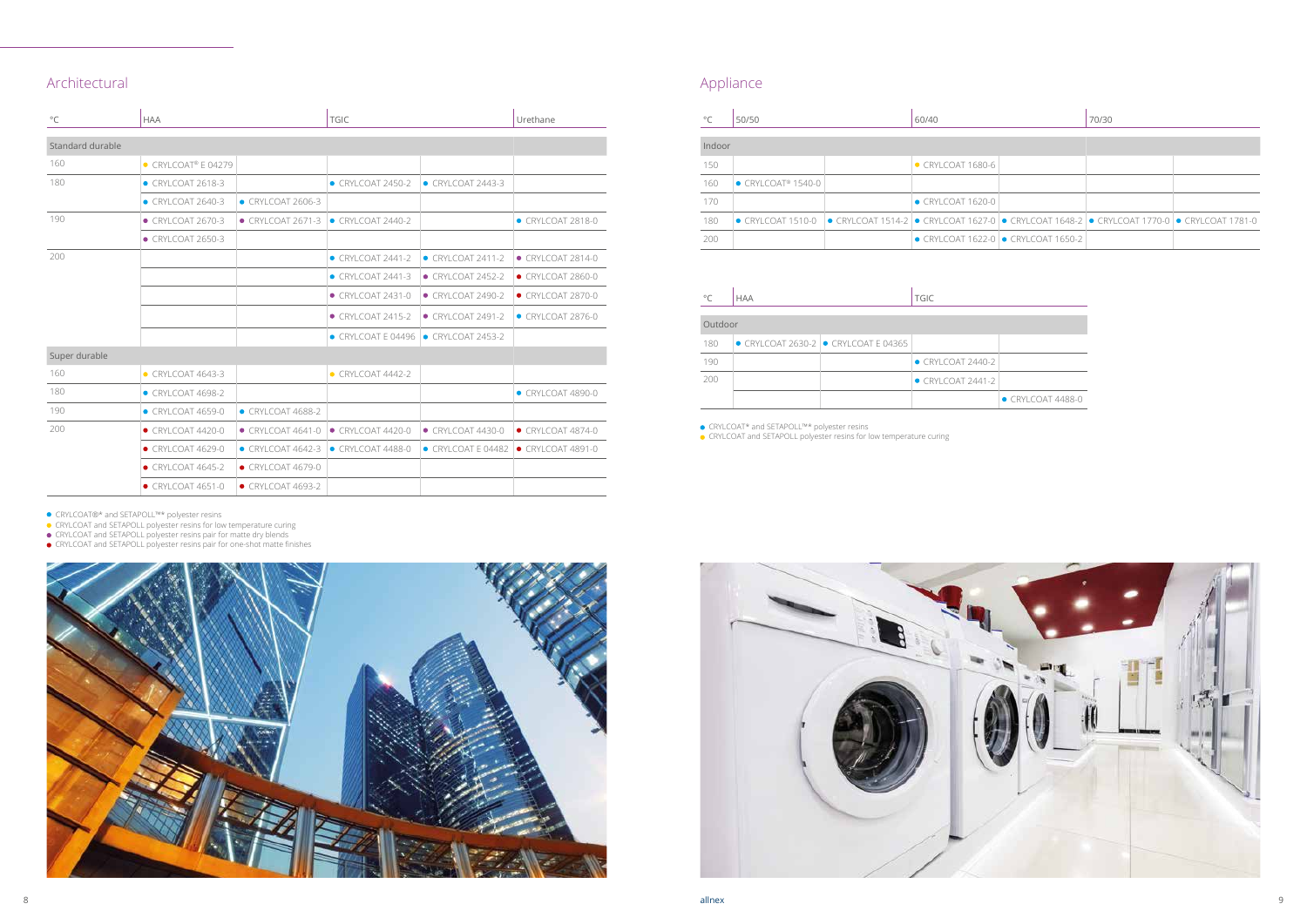## Architectural

| °C | HAA | | TGIC | | Urethane |
|---|---|---|---|---|---|
| **Standard durable** | | | | | |
| 160 | ● CRYLCOAT® E 04279 | | | | |
| 180 | ● CRYLCOAT 2618-3 | | ● CRYLCOAT 2450-2 | ● CRYLCOAT 2443-3 | |
| | ● CRYLCOAT 2640-3 | ● CRYLCOAT 2606-3 | | | |
| 190 | ● CRYLCOAT 2670-3 | ● CRYLCOAT 2671-3 | ● CRYLCOAT 2440-2 | | ● CRYLCOAT 2818-0 |
| | ● CRYLCOAT 2650-3 | | | | |
| 200 | | | ● CRYLCOAT 2441-2 | ● CRYLCOAT 2411-2 | ● CRYLCOAT 2814-0 |
| | | | ● CRYLCOAT 2441-3 | ● CRYLCOAT 2452-2 | ● CRYLCOAT 2860-0 |
| | | | ● CRYLCOAT 2431-0 | ● CRYLCOAT 2490-2 | ● CRYLCOAT 2870-0 |
| | | | ● CRYLCOAT 2415-2 | ● CRYLCOAT 2491-2 | ● CRYLCOAT 2876-0 |
| | | | ● CRYLCOAT E 04496 | ● CRYLCOAT 2453-2 | |
| **Super durable** | | | | | |
| 160 | ● CRYLCOAT 4643-3 | | ● CRYLCOAT 4442-2 | | |
| 180 | ● CRYLCOAT 4698-2 | | | | ● CRYLCOAT 4890-0 |
| 190 | ● CRYLCOAT 4659-0 | ● CRYLCOAT 4688-2 | | | |
| 200 | ● CRYLCOAT 4420-0 | ● CRYLCOAT 4641-0 | ● CRYLCOAT 4420-0 | ● CRYLCOAT 4430-0 | ● CRYLCOAT 4874-0 |
| | ● CRYLCOAT 4629-0 | ● CRYLCOAT 4642-3 | ● CRYLCOAT 4488-0 | ● CRYLCOAT E 04482 | ● CRYLCOAT 4891-0 |
| | ● CRYLCOAT 4645-2 | ● CRYLCOAT 4679-0 | | | |
| | ● CRYLCOAT 4651-0 | ● CRYLCOAT 4693-2 | | | |

- ● CRYLCOAT®* and SETAPOLL™* polyester resins
- ● CRYLCOAT and SETAPOLL polyester resins for low temperature curing
- ● CRYLCOAT and SETAPOLL polyester resins pair for matte dry blends
- ● CRYLCOAT and SETAPOLL polyester resins pair for one-shot matte finishes

## Appliance

| °C | 50/50 | | 60/40 | | 70/30 | |
|---|---|---|---|---|---|---|
| **Indoor** | | | | | | |
| 150 | | | ● CRYLCOAT 1680-6 | | | |
| 160 | ● CRYLCOAT® 1540-0 | | | | | |
| 170 | | | ● CRYLCOAT 1620-0 | | | |
| 180 | ● CRYLCOAT 1510-0 | ● CRYLCOAT 1514-2 | ● CRYLCOAT 1627-0 | ● CRYLCOAT 1648-2 | ● CRYLCOAT 1770-0 | ● CRYLCOAT 1781-0 |
| 200 | | | ● CRYLCOAT 1622-0 | ● CRYLCOAT 1650-2 | | |

| °C | HAA | | TGIC | |
|---|---|---|---|---|
| **Outdoor** | | | | |
| 180 | ● CRYLCOAT 2630-2 | ● CRYLCOAT E 04365 | | |
| 190 | | | ● CRYLCOAT 2440-2 | |
| 200 | | | ● CRYLCOAT 2441-2 | |
| | | | | ● CRYLCOAT 4488-0 |

- ● CRYLCOAT* and SETAPOLL™* polyester resins
- ● CRYLCOAT and SETAPOLL polyester resins for low temperature curing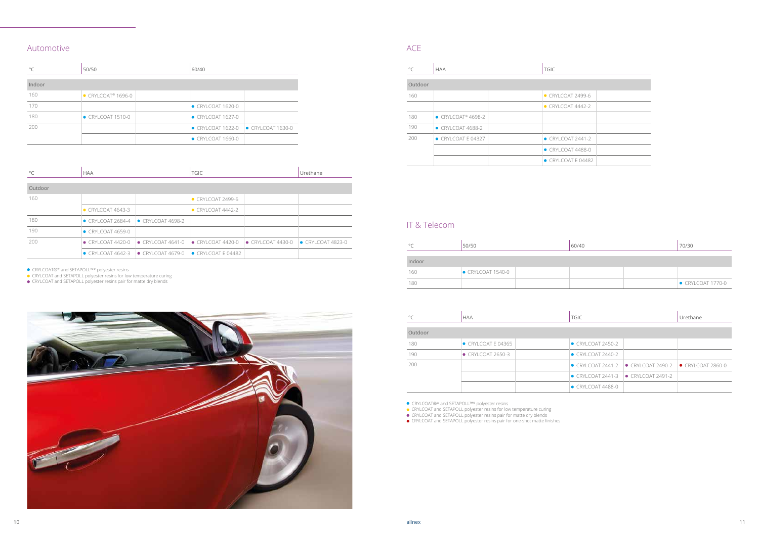## Automotive

| °C | 50/50 | | 60/40 | |
|---|---|---|---|---|
| **Indoor** | | | | |
| 160 | ● CRYLCOAT® 1696-0 | | | |
| 170 | | | ● CRYLCOAT 1620-0 | |
| 180 | ● CRYLCOAT 1510-0 | | ● CRYLCOAT 1627-0 | |
| 200 | | | ● CRYLCOAT 1622-0 | ● CRYLCOAT 1630-0 |
| | | | ● CRYLCOAT 1660-0 | |

| °C | HAA | | TGIC | | Urethane |
|---|---|---|---|---|---|
| **Outdoor** | | | | | |
| 160 | | | ● CRYLCOAT 2499-6 | | |
| | ● CRYLCOAT 4643-3 | | ● CRYLCOAT 4442-2 | | |
| 180 | ● CRYLCOAT 2684-4 | ● CRYLCOAT 4698-2 | | | |
| 190 | ● CRYLCOAT 4659-0 | | | | |
| 200 | ● CRYLCOAT 4420-0 | ● CRYLCOAT 4641-0 | ● CRYLCOAT 4420-0 | ● CRYLCOAT 4430-0 | ● CRYLCOAT 4823-0 |
| | ● CRYLCOAT 4642-3 | ● CRYLCOAT 4679-0 | ● CRYLCOAT E 04482 | | |

● CRYLCOAT®* and SETAPOLL™* polyester resins
● CRYLCOAT and SETAPOLL polyester resins for low temperature curing
● CRYLCOAT and SETAPOLL polyester resins pair for matte dry blends

## ACE

| °C | HAA | | TGIC | |
|---|---|---|---|---|
| **Outdoor** | | | | |
| 160 | | | ● CRYLCOAT 2499-6 | |
| | | | ● CRYLCOAT 4442-2 | |
| 180 | ● CRYLCOAT® 4698-2 | | | |
| 190 | ● CRYLCOAT 4688-2 | | | |
| 200 | ● CRYLCOAT E 04327 | | ● CRYLCOAT 2441-2 | |
| | | | ● CRYLCOAT 4488-0 | |
| | | | ● CRYLCOAT E 04482 | |

## IT & Telecom

| °C | 50/50 | | 60/40 | | 70/30 |
|---|---|---|---|---|---|
| **Indoor** | | | | | |
| 160 | ● CRYLCOAT 1540-0 | | | | |
| 180 | | | | | ● CRYLCOAT 1770-0 |

| °C | HAA | | TGIC | | Urethane |
|---|---|---|---|---|---|
| **Outdoor** | | | | | |
| 180 | ● CRYLCOAT E 04365 | | ● CRYLCOAT 2450-2 | | |
| 190 | ● CRYLCOAT 2650-3 | | ● CRYLCOAT 2440-2 | | |
| 200 | | | ● CRYLCOAT 2441-2 | ● CRYLCOAT 2490-2 | ● CRYLCOAT 2860-0 |
| | | | ● CRYLCOAT 2441-3 | ● CRYLCOAT 2491-2 | |
| | | | ● CRYLCOAT 4488-0 | | |

● CRYLCOAT®* and SETAPOLL™* polyester resins
● CRYLCOAT and SETAPOLL polyester resins for low temperature curing
● CRYLCOAT and SETAPOLL polyester resins pair for matte dry blends
● CRYLCOAT and SETAPOLL polyester resins pair for one-shot matte finishes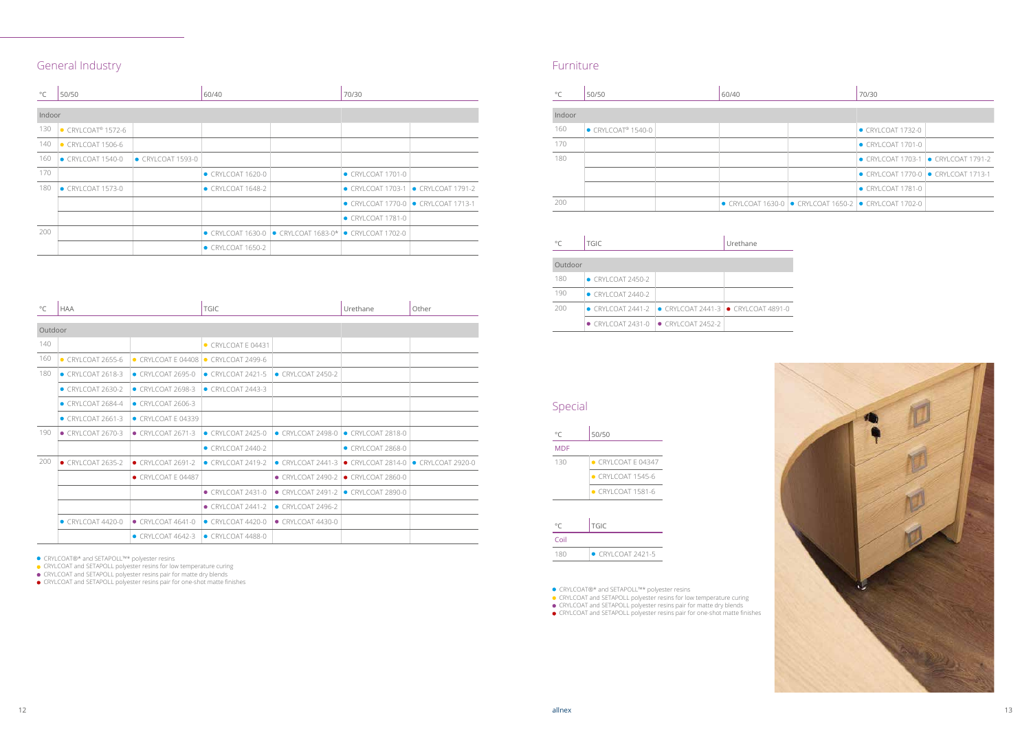## General Industry

| °C | 50/50 | | 60/40 | | 70/30 | |
|---|---|---|---|---|---|---|
| Indoor | | | | | | |
| 130 | ● CRYLCOAT® 1572-6 | | | | | |
| 140 | ● CRYLCOAT 1506-6 | | | | | |
| 160 | ● CRYLCOAT 1540-0 | ● CRYLCOAT 1593-0 | | | | |
| 170 | | | ● CRYLCOAT 1620-0 | | ● CRYLCOAT 1701-0 | |
| 180 | ● CRYLCOAT 1573-0 | | ● CRYLCOAT 1648-2 | | ● CRYLCOAT 1703-1 | ● CRYLCOAT 1791-2 |
| | | | | | ● CRYLCOAT 1770-0 | ● CRYLCOAT 1713-1 |
| | | | | | ● CRYLCOAT 1781-0 | |
| 200 | | | ● CRYLCOAT 1630-0 | ● CRYLCOAT 1683-0* | ● CRYLCOAT 1702-0 | |
| | | | ● CRYLCOAT 1650-2 | | | |

| °C | HAA | | TGIC | | Urethane | Other |
|---|---|---|---|---|---|---|
| Outdoor | | | | | | |
| 140 | | | ● CRYLCOAT E 04431 | | | |
| 160 | ● CRYLCOAT 2655-6 | ● CRYLCOAT E 04408 | ● CRYLCOAT 2499-6 | | | |
| 180 | ● CRYLCOAT 2618-3 | ● CRYLCOAT 2695-0 | ● CRYLCOAT 2421-5 | ● CRYLCOAT 2450-2 | | |
| | ● CRYLCOAT 2630-2 | ● CRYLCOAT 2698-3 | ● CRYLCOAT 2443-3 | | | |
| | ● CRYLCOAT 2684-4 | ● CRYLCOAT 2606-3 | | | | |
| | ● CRYLCOAT 2661-3 | ● CRYLCOAT E 04339 | | | | |
| 190 | ● CRYLCOAT 2670-3 | ● CRYLCOAT 2671-3 | ● CRYLCOAT 2425-0 | ● CRYLCOAT 2498-0 | ● CRYLCOAT 2818-0 | |
| | | | ● CRYLCOAT 2440-2 | | ● CRYLCOAT 2868-0 | |
| 200 | ● CRYLCOAT 2635-2 | ● CRYLCOAT 2691-2 | ● CRYLCOAT 2419-2 | ● CRYLCOAT 2441-3 | ● CRYLCOAT 2814-0 | ● CRYLCOAT 2920-0 |
| | | ● CRYLCOAT E 04487 | | ● CRYLCOAT 2490-2 | ● CRYLCOAT 2860-0 | |
| | | | ● CRYLCOAT 2431-0 | ● CRYLCOAT 2491-2 | ● CRYLCOAT 2890-0 | |
| | | | ● CRYLCOAT 2441-2 | ● CRYLCOAT 2496-2 | | |
| | ● CRYLCOAT 4420-0 | ● CRYLCOAT 4641-0 | ● CRYLCOAT 4420-0 | ● CRYLCOAT 4430-0 | | |
| | | ● CRYLCOAT 4642-3 | ● CRYLCOAT 4488-0 | | | |

- ● CRYLCOAT®* and SETAPOLL™* polyester resins
- ● CRYLCOAT and SETAPOLL polyester resins for low temperature curing
- ● CRYLCOAT and SETAPOLL polyester resins pair for matte dry blends
- ● CRYLCOAT and SETAPOLL polyester resins pair for one-shot matte finishes

## Furniture

| °C | 50/50 | | 60/40 | | 70/30 | |
|---|---|---|---|---|---|---|
| Indoor | | | | | | |
| 160 | ● CRYLCOAT® 1540-0 | | | | ● CRYLCOAT 1732-0 | |
| 170 | | | | | ● CRYLCOAT 1701-0 | |
| 180 | | | | | ● CRYLCOAT 1703-1 | ● CRYLCOAT 1791-2 |
| | | | | | ● CRYLCOAT 1770-0 | ● CRYLCOAT 1713-1 |
| | | | | | ● CRYLCOAT 1781-0 | |
| 200 | | | ● CRYLCOAT 1630-0 | ● CRYLCOAT 1650-2 | ● CRYLCOAT 1702-0 | |

| °C | TGIC | | Urethane |
|---|---|---|---|
| Outdoor | | | |
| 180 | ● CRYLCOAT 2450-2 | | |
| 190 | ● CRYLCOAT 2440-2 | | |
| 200 | ● CRYLCOAT 2441-2 | ● CRYLCOAT 2441-3 | ● CRYLCOAT 4891-0 |
| | ● CRYLCOAT 2431-0 | ● CRYLCOAT 2452-2 | |

## Special

| °C | 50/50 |
|---|---|
| MDF | |
| 130 | ● CRYLCOAT E 04347 |
| | ● CRYLCOAT 1545-6 |
| | ● CRYLCOAT 1581-6 |

| °C | TGIC |
|---|---|
| Coil | |
| 180 | ● CRYLCOAT 2421-5 |

- ● CRYLCOAT®* and SETAPOLL™* polyester resins
- ● CRYLCOAT and SETAPOLL polyester resins for low temperature curing
- ● CRYLCOAT and SETAPOLL polyester resins pair for matte dry blends
- ● CRYLCOAT and SETAPOLL polyester resins pair for one-shot matte finishes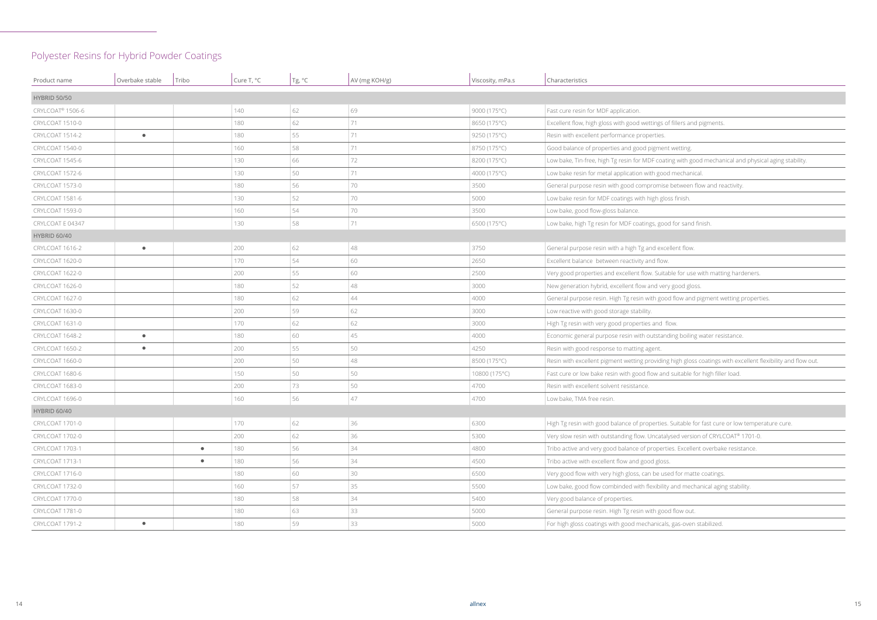# Polyester Resins for Hybrid Powder Coatings

| Product name | Overbake stable | Tribo | Cure T, °C | Tg, °C | AV (mg KOH/g) | Viscosity, mPa.s | Characteristics |
|---|---|---|---|---|---|---|---|
| HYBRID 50/50 | | | | | | | |
| CRYLCOAT® 1506-6 | | | 140 | 62 | 69 | 9000 (175°C) | Fast cure resin for MDF application. |
| CRYLCOAT 1510-0 | | | 180 | 62 | 71 | 8650 (175°C) | Excellent flow, high gloss with good wettings of fillers and pigments. |
| CRYLCOAT 1514-2 | ● | | 180 | 55 | 71 | 9250 (175°C) | Resin with excellent performance properties. |
| CRYLCOAT 1540-0 | | | 160 | 58 | 71 | 8750 (175°C) | Good balance of properties and good pigment wetting. |
| CRYLCOAT 1545-6 | | | 130 | 66 | 72 | 8200 (175°C) | Low bake, Tin-free, high Tg resin for MDF coating with good mechanical and physical aging stability. |
| CRYLCOAT 1572-6 | | | 130 | 50 | 71 | 4000 (175°C) | Low bake resin for metal application with good mechanical. |
| CRYLCOAT 1573-0 | | | 180 | 56 | 70 | 3500 | General purpose resin with good compromise between flow and reactivity. |
| CRYLCOAT 1581-6 | | | 130 | 52 | 70 | 5000 | Low bake resin for MDF coatings with high gloss finish. |
| CRYLCOAT 1593-0 | | | 160 | 54 | 70 | 3500 | Low bake, good flow-gloss balance. |
| CRYLCOAT E 04347 | | | 130 | 58 | 71 | 6500 (175°C) | Low bake, high Tg resin for MDF coatings, good for sand finish. |
| HYBRID 60/40 | | | | | | | |
| CRYLCOAT 1616-2 | ● | | 200 | 62 | 48 | 3750 | General purpose resin with a high Tg and excellent flow. |
| CRYLCOAT 1620-0 | | | 170 | 54 | 60 | 2650 | Excellent balance between reactivity and flow. |
| CRYLCOAT 1622-0 | | | 200 | 55 | 60 | 2500 | Very good properties and excellent flow. Suitable for use with matting hardeners. |
| CRYLCOAT 1626-0 | | | 180 | 52 | 48 | 3000 | New generation hybrid, excellent flow and very good gloss. |
| CRYLCOAT 1627-0 | | | 180 | 62 | 44 | 4000 | General purpose resin. High Tg resin with good flow and pigment wetting properties. |
| CRYLCOAT 1630-0 | | | 200 | 59 | 62 | 3000 | Low reactive with good storage stability. |
| CRYLCOAT 1631-0 | | | 170 | 62 | 62 | 3000 | High Tg resin with very good properties and flow. |
| CRYLCOAT 1648-2 | ● | | 180 | 60 | 45 | 4000 | Economic general purpose resin with outstanding boiling water resistance. |
| CRYLCOAT 1650-2 | ● | | 200 | 55 | 50 | 4250 | Resin with good response to matting agent. |
| CRYLCOAT 1660-0 | | | 200 | 50 | 48 | 8500 (175°C) | Resin with excellent pigment wetting providing high gloss coatings with excellent flexibility and flow out. |
| CRYLCOAT 1680-6 | | | 150 | 50 | 50 | 10800 (175°C) | Fast cure or low bake resin with good flow and suitable for high filler load. |
| CRYLCOAT 1683-0 | | | 200 | 73 | 50 | 4700 | Resin with excellent solvent resistance. |
| CRYLCOAT 1696-0 | | | 160 | 56 | 47 | 4700 | Low bake, TMA free resin. |
| HYBRID 60/40 | | | | | | | |
| CRYLCOAT 1701-0 | | | 170 | 62 | 36 | 6300 | High Tg resin with good balance of properties. Suitable for fast cure or low temperature cure. |
| CRYLCOAT 1702-0 | | | 200 | 62 | 36 | 5300 | Very slow resin with outstanding flow. Uncatalysed version of CRYLCOAT® 1701-0. |
| CRYLCOAT 1703-1 | | ● | 180 | 56 | 34 | 4800 | Tribo active and very good balance of properties. Excellent overbake resistance. |
| CRYLCOAT 1713-1 | | ● | 180 | 56 | 34 | 4500 | Tribo active with excellent flow and good gloss. |
| CRYLCOAT 1716-0 | | | 180 | 60 | 30 | 6500 | Very good flow with very high gloss, can be used for matte coatings. |
| CRYLCOAT 1732-0 | | | 160 | 57 | 35 | 5500 | Low bake, good flow combinded with flexibility and mechanical aging stability. |
| CRYLCOAT 1770-0 | | | 180 | 58 | 34 | 5400 | Very good balance of properties. |
| CRYLCOAT 1781-0 | | | 180 | 63 | 33 | 5000 | General purpose resin. High Tg resin with good flow out. |
| CRYLCOAT 1791-2 | ● | | 180 | 59 | 33 | 5000 | For high gloss coatings with good mechanicals, gas-oven stabilized. |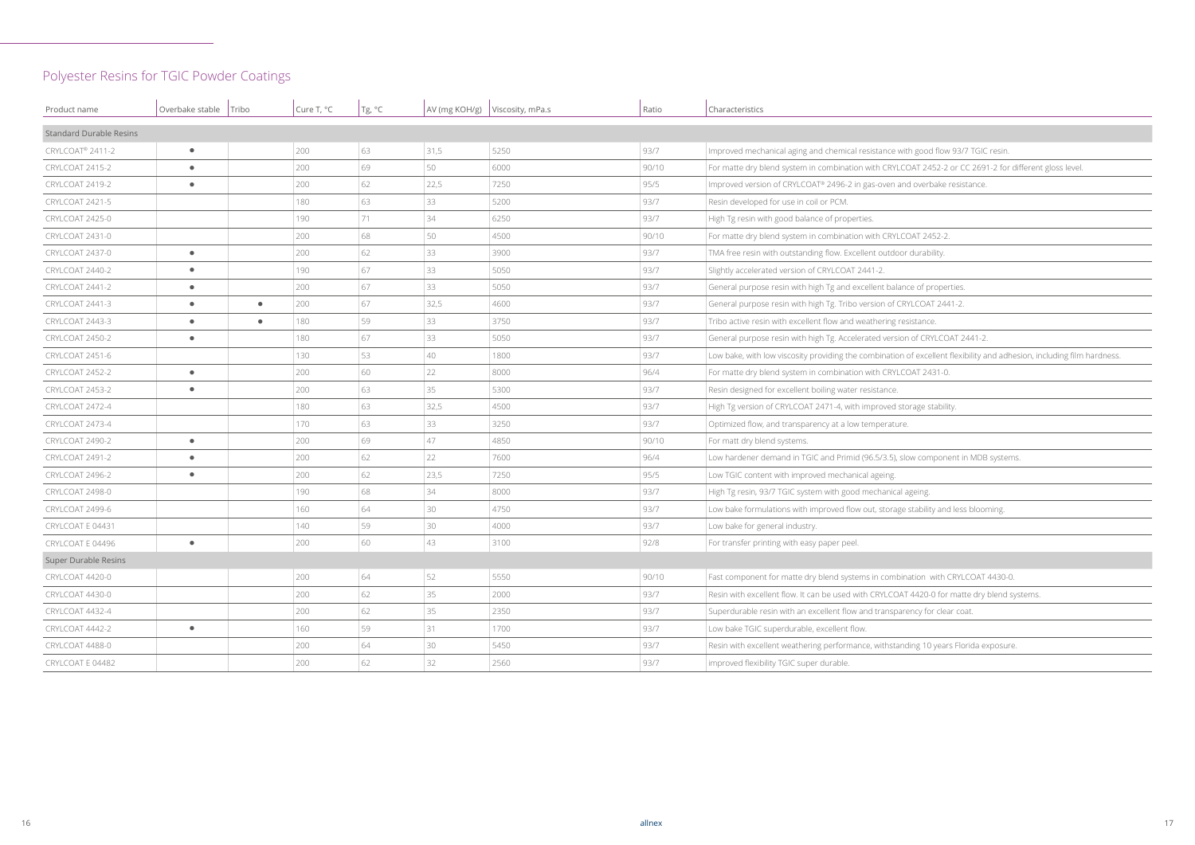# Polyester Resins for TGIC Powder Coatings

| Product name | Overbake stable | Tribo | Cure T, °C | Tg, °C | AV (mg KOH/g) | Viscosity, mPa.s | Ratio | Characteristics |
|---|---|---|---|---|---|---|---|---|
| Standard Durable Resins | | | | | | | | |
| CRYLCOAT® 2411-2 | ● | | 200 | 63 | 31,5 | 5250 | 93/7 | Improved mechanical aging and chemical resistance with good flow 93/7 TGIC resin. |
| CRYLCOAT 2415-2 | ● | | 200 | 69 | 50 | 6000 | 90/10 | For matte dry blend system in combination with CRYLCOAT 2452-2 or CC 2691-2 for different gloss level. |
| CRYLCOAT 2419-2 | ● | | 200 | 62 | 22,5 | 7250 | 95/5 | Improved version of CRYLCOAT® 2496-2 in gas-oven and overbake resistance. |
| CRYLCOAT 2421-5 | | | 180 | 63 | 33 | 5200 | 93/7 | Resin developed for use in coil or PCM. |
| CRYLCOAT 2425-0 | | | 190 | 71 | 34 | 6250 | 93/7 | High Tg resin with good balance of properties. |
| CRYLCOAT 2431-0 | | | 200 | 68 | 50 | 4500 | 90/10 | For matte dry blend system in combination with CRYLCOAT 2452-2. |
| CRYLCOAT 2437-0 | ● | | 200 | 62 | 33 | 3900 | 93/7 | TMA free resin with outstanding flow. Excellent outdoor durability. |
| CRYLCOAT 2440-2 | ● | | 190 | 67 | 33 | 5050 | 93/7 | Slightly accelerated version of CRYLCOAT 2441-2. |
| CRYLCOAT 2441-2 | ● | | 200 | 67 | 33 | 5050 | 93/7 | General purpose resin with high Tg and excellent balance of properties. |
| CRYLCOAT 2441-3 | ● | ● | 200 | 67 | 32,5 | 4600 | 93/7 | General purpose resin with high Tg. Tribo version of CRYLCOAT 2441-2. |
| CRYLCOAT 2443-3 | ● | ● | 180 | 59 | 33 | 3750 | 93/7 | Tribo active resin with excellent flow and weathering resistance. |
| CRYLCOAT 2450-2 | ● | | 180 | 67 | 33 | 5050 | 93/7 | General purpose resin with high Tg. Accelerated version of CRYLCOAT 2441-2. |
| CRYLCOAT 2451-6 | | | 130 | 53 | 40 | 1800 | 93/7 | Low bake, with low viscosity providing the combination of excellent flexibility and adhesion, including film hardness. |
| CRYLCOAT 2452-2 | ● | | 200 | 60 | 22 | 8000 | 96/4 | For matte dry blend system in combination with CRYLCOAT 2431-0. |
| CRYLCOAT 2453-2 | ● | | 200 | 63 | 35 | 5300 | 93/7 | Resin designed for excellent boiling water resistance. |
| CRYLCOAT 2472-4 | | | 180 | 63 | 32,5 | 4500 | 93/7 | High Tg version of CRYLCOAT 2471-4, with improved storage stability. |
| CRYLCOAT 2473-4 | | | 170 | 63 | 33 | 3250 | 93/7 | Optimized flow, and transparency at a low temperature. |
| CRYLCOAT 2490-2 | ● | | 200 | 69 | 47 | 4850 | 90/10 | For matt dry blend systems. |
| CRYLCOAT 2491-2 | ● | | 200 | 62 | 22 | 7600 | 96/4 | Low hardener demand in TGIC and Primid (96.5/3.5), slow component in MDB systems. |
| CRYLCOAT 2496-2 | ● | | 200 | 62 | 23,5 | 7250 | 95/5 | Low TGIC content with improved mechanical ageing. |
| CRYLCOAT 2498-0 | | | 190 | 68 | 34 | 8000 | 93/7 | High Tg resin, 93/7 TGIC system with good mechanical ageing. |
| CRYLCOAT 2499-6 | | | 160 | 64 | 30 | 4750 | 93/7 | Low bake formulations with improved flow out, storage stability and less blooming. |
| CRYLCOAT E 04431 | | | 140 | 59 | 30 | 4000 | 93/7 | Low bake for general industry. |
| CRYLCOAT E 04496 | ● | | 200 | 60 | 43 | 3100 | 92/8 | For transfer printing with easy paper peel. |
| Super Durable Resins | | | | | | | | |
| CRYLCOAT 4420-0 | | | 200 | 64 | 52 | 5550 | 90/10 | Fast component for matte dry blend systems in combination with CRYLCOAT 4430-0. |
| CRYLCOAT 4430-0 | | | 200 | 62 | 35 | 2000 | 93/7 | Resin with excellent flow. It can be used with CRYLCOAT 4420-0 for matte dry blend systems. |
| CRYLCOAT 4432-4 | | | 200 | 62 | 35 | 2350 | 93/7 | Superdurable resin with an excellent flow and transparency for clear coat. |
| CRYLCOAT 4442-2 | ● | | 160 | 59 | 31 | 1700 | 93/7 | Low bake TGIC superdurable, excellent flow. |
| CRYLCOAT 4488-0 | | | 200 | 64 | 30 | 5450 | 93/7 | Resin with excellent weathering performance, withstanding 10 years Florida exposure. |
| CRYLCOAT E 04482 | | | 200 | 62 | 32 | 2560 | 93/7 | improved flexibility TGIC super durable. |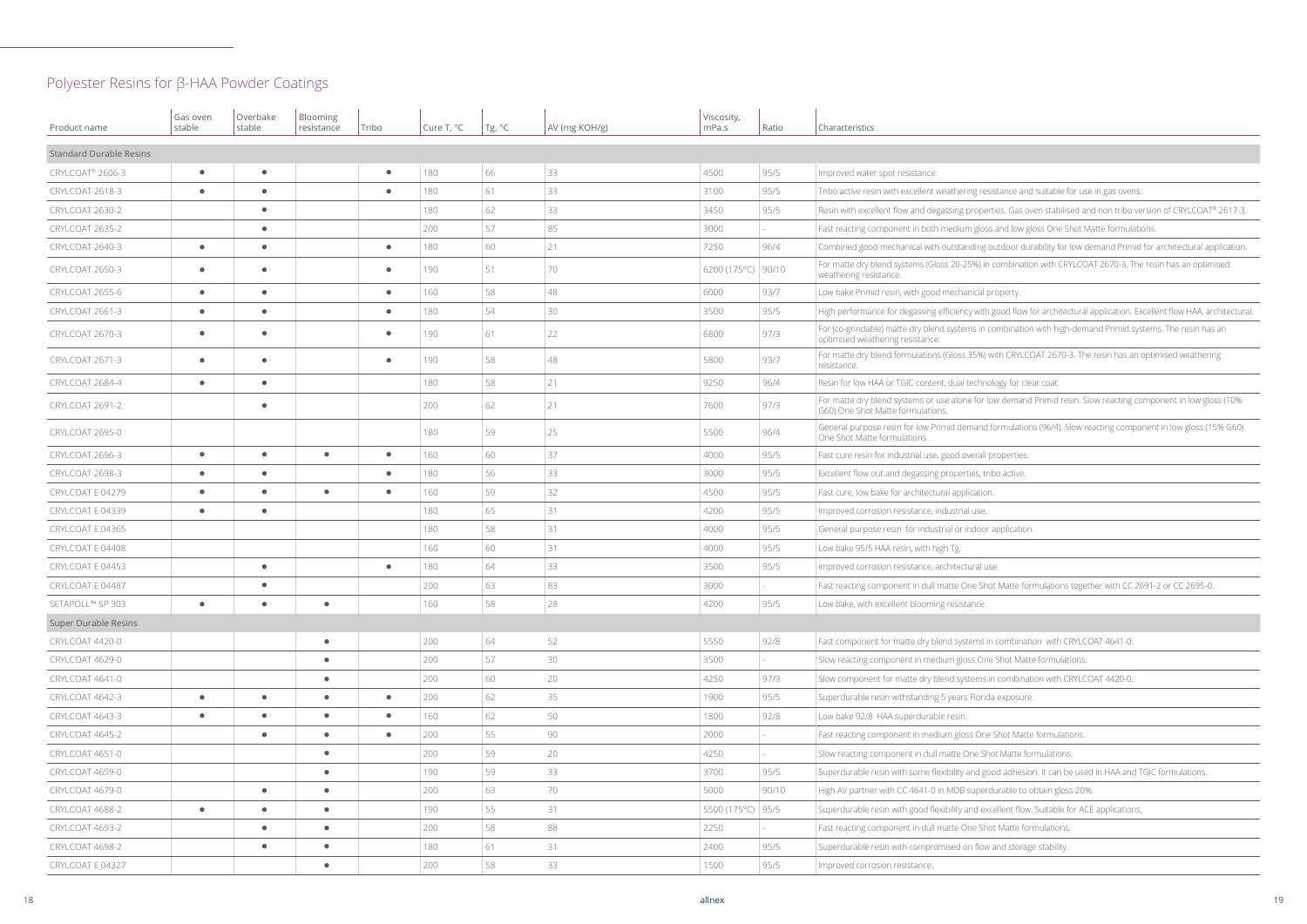# Polyester Resins for β-HAA Powder Coatings

| Product name | Gas oven stable | Overbake stable | Blooming resistance | Tribo | Cure T, °C | Tg, °C | AV (mg KOH/g) | Viscosity, mPa.s | Ratio | Characteristics |
|---|---|---|---|---|---|---|---|---|---|---|
| **Standard Durable Resins** | | | | | | | | | | |
| CRYLCOAT® 2606-3 | ● | ● | | ● | 180 | 66 | 33 | 4500 | 95/5 | Improved water spot resistance. |
| CRYLCOAT 2618-3 | ● | ● | | ● | 180 | 61 | 33 | 3100 | 95/5 | Tribo active resin with excellent weathering resistance and suitable for use in gas ovens. |
| CRYLCOAT 2630-2 | | ● | | | 180 | 62 | 33 | 3450 | 95/5 | Resin with excellent flow and degassing properties. Gas oven stabilised and non tribo version of CRYLCOAT® 2617-3. |
| CRYLCOAT 2635-2 | | ● | | | 200 | 57 | 85 | 3000 | - | Fast reacting component in both medium gloss and low gloss One Shot Matte formulations. |
| CRYLCOAT 2640-3 | ● | ● | | ● | 180 | 60 | 21 | 7250 | 96/4 | Combined good mechanical with outstanding outdoor durability for low demand Primid for architectural application. |
| CRYLCOAT 2650-3 | ● | ● | | ● | 190 | 51 | 70 | 6200 (175°C) | 90/10 | For matte dry blend systems (Gloss 20-25%) in combination with CRYLCOAT 2670-3. The resin has an optimised weathering resistance. |
| CRYLCOAT 2655-6 | ● | ● | | ● | 160 | 58 | 48 | 6000 | 93/7 | Low bake Primid resin, with good mechanical property. |
| CRYLCOAT 2661-3 | ● | ● | | ● | 180 | 54 | 30 | 3500 | 95/5 | High performance for degassing efficiency with good flow for architectural application. Excellent flow HAA, architectural. |
| CRYLCOAT 2670-3 | ● | ● | | ● | 190 | 61 | 22 | 6800 | 97/3 | For (co-grindable) matte dry blend systems in combination with high-demand Primid systems. The resin has an optimised weathering resistance. |
| CRYLCOAT 2671-3 | ● | ● | | ● | 190 | 58 | 48 | 5800 | 93/7 | For matte dry blend formulations (Gloss 35%) with CRYLCOAT 2670-3. The resin has an optimised weathering resistance. |
| CRYLCOAT 2684-4 | ● | ● | | | 180 | 58 | 21 | 9250 | 96/4 | Resin for low HAA or TGIC content, dual technology for clear coat. |
| CRYLCOAT 2691-2 | | ● | | | 200 | 62 | 21 | 7600 | 97/3 | For matte dry blend systems or use alone for low demand Primid resin. Slow reacting component in low gloss (10% G60) One Shot Matte formulations. |
| CRYLCOAT 2695-0 | | | | | 180 | 59 | 25 | 5500 | 96/4 | General purpose resin for low Primid demand formulations (96/4). Slow reacting component in low gloss (15% G60) One Shot Matte formulations. |
| CRYLCOAT 2696-3 | ● | ● | ● | ● | 160 | 60 | 37 | 4000 | 95/5 | Fast cure resin for industrial use, good overall properties. |
| CRYLCOAT 2698-3 | ● | ● | | ● | 180 | 56 | 33 | 3000 | 95/5 | Excellent flow out and degassing properties, tribo active. |
| CRYLCOAT E 04279 | ● | ● | ● | ● | 160 | 59 | 32 | 4500 | 95/5 | Fast cure, low bake for architectural application. |
| CRYLCOAT E 04339 | ● | ● | | | 180 | 65 | 31 | 4200 | 95/5 | Improved corrosion resistance, industrial use. |
| CRYLCOAT E 04365 | | | | | 180 | 58 | 31 | 4000 | 95/5 | General purpose resin for industrial or indoor application. |
| CRYLCOAT E 04408 | | | | | 160 | 60 | 31 | 4000 | 95/5 | Low bake 95/5 HAA resin, with high Tg. |
| CRYLCOAT E 04453 | | ● | | ● | 180 | 64 | 33 | 3500 | 95/5 | Improved corrosion resistance, architectural use. |
| CRYLCOAT E 04487 | | ● | | | 200 | 63 | 83 | 3000 | - | Fast reacting component in dull matte One Shot Matte formulations together with CC 2691-2 or CC 2695-0. |
| SETAPOLL™ SP 303 | ● | ● | ● | | 160 | 58 | 28 | 4200 | 95/5 | Low bake, with excellent blooming resistance. |
| **Super Durable Resins** | | | | | | | | | | |
| CRYLCOAT 4420-0 | | | ● | | 200 | 64 | 52 | 5550 | 92/8 | Fast component for matte dry blend systems in combination with CRYLCOAT 4641-0. |
| CRYLCOAT 4629-0 | | | ● | | 200 | 57 | 30 | 3500 | - | Slow reacting component in medium gloss One Shot Matte formulations. |
| CRYLCOAT 4641-0 | | | ● | | 200 | 60 | 20 | 4250 | 97/3 | Slow component for matte dry blend systems in combination with CRYLCOAT 4420-0. |
| CRYLCOAT 4642-3 | ● | ● | ● | ● | 200 | 62 | 35 | 1900 | 95/5 | Superdurable resin withstanding 5 years Florida exposure. |
| CRYLCOAT 4643-3 | ● | ● | ● | ● | 160 | 62 | 50 | 1800 | 92/8 | Low bake 92/8 HAA superdurable resin. |
| CRYLCOAT 4645-2 | | ● | ● | ● | 200 | 55 | 90 | 2000 | - | Fast reacting component in medium gloss One Shot Matte formulations. |
| CRYLCOAT 4651-0 | | | ● | | 200 | 59 | 20 | 4250 | - | Slow reacting component in dull matte One Shot Matte formulations. |
| CRYLCOAT 4659-0 | | | ● | | 190 | 59 | 33 | 3700 | 95/5 | Superdurable resin with some flexibility and good adhesion. It can be used in HAA and TGIC formulations. |
| CRYLCOAT 4679-0 | | ● | ● | | 200 | 63 | 70 | 5000 | 90/10 | High AV partner with CC 4641-0 in MDB superdurable to obtain gloss 20%. |
| CRYLCOAT 4688-2 | ● | ● | ● | | 190 | 55 | 31 | 5500 (175°C) | 95/5 | Superdurable resin with good flexibility and excellent flow. Suitable for ACE applications. |
| CRYLCOAT 4693-2 | | ● | ● | | 200 | 58 | 88 | 2250 | - | Fast reacting component in dull matte One Shot Matte formulations. |
| CRYLCOAT 4698-2 | | ● | ● | | 180 | 61 | 31 | 2400 | 95/5 | Superdurable resin with compromised on flow and storage stability. |
| CRYLCOAT E 04327 | | | ● | | 200 | 58 | 33 | 1500 | 95/5 | Improved corrosion resistance. |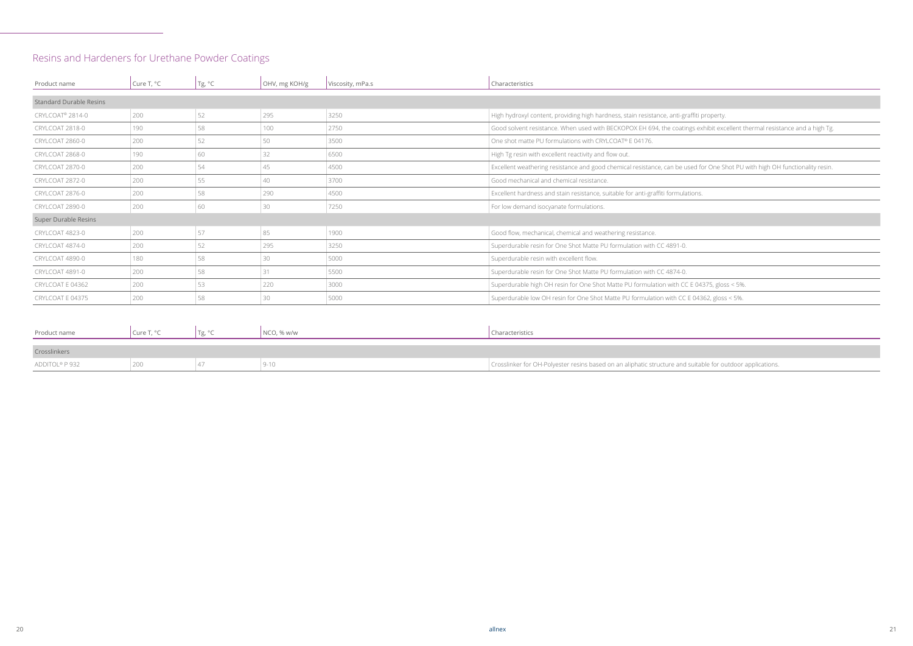# Resins and Hardeners for Urethane Powder Coatings

| Product name | Cure T, °C | Tg, °C | OHV, mg KOH/g | Viscosity, mPa.s | Characteristics |
|---|---|---|---|---|---|
| **Standard Durable Resins** | | | | | |
| CRYLCOAT® 2814-0 | 200 | 52 | 295 | 3250 | High hydroxyl content, providing high hardness, stain resistance, anti-graffiti property. |
| CRYLCOAT 2818-0 | 190 | 58 | 100 | 2750 | Good solvent resistance. When used with BECKOPOX EH 694, the coatings exhibit excellent thermal resistance and a high Tg. |
| CRYLCOAT 2860-0 | 200 | 52 | 50 | 3500 | One shot matte PU formulations with CRYLCOAT® E 04176. |
| CRYLCOAT 2868-0 | 190 | 60 | 32 | 6500 | High Tg resin with excellent reactivity and flow out. |
| CRYLCOAT 2870-0 | 200 | 54 | 45 | 4500 | Excellent weathering resistance and good chemical resistance, can be used for One Shot PU with high OH functionality resin. |
| CRYLCOAT 2872-0 | 200 | 55 | 40 | 3700 | Good mechanical and chemical resistance. |
| CRYLCOAT 2876-0 | 200 | 58 | 290 | 4500 | Excellent hardness and stain resistance, suitable for anti-graffiti formulations. |
| CRYLCOAT 2890-0 | 200 | 60 | 30 | 7250 | For low demand isocyanate formulations. |
| **Super Durable Resins** | | | | | |
| CRYLCOAT 4823-0 | 200 | 57 | 85 | 1900 | Good flow, mechanical, chemical and weathering resistance. |
| CRYLCOAT 4874-0 | 200 | 52 | 295 | 3250 | Superdurable resin for One Shot Matte PU formulation with CC 4891-0. |
| CRYLCOAT 4890-0 | 180 | 58 | 30 | 5000 | Superdurable resin with excellent flow. |
| CRYLCOAT 4891-0 | 200 | 58 | 31 | 5500 | Superdurable resin for One Shot Matte PU formulation with CC 4874-0. |
| CRYLCOAT E 04362 | 200 | 53 | 220 | 3000 | Superdurable high OH resin for One Shot Matte PU formulation with CC E 04375, gloss < 5%. |
| CRYLCOAT E 04375 | 200 | 58 | 30 | 5000 | Superdurable low OH resin for One Shot Matte PU formulation with CC E 04362, gloss < 5%. |

| Product name | Cure T, °C | Tg, °C | NCO, % w/w | Characteristics |
|---|---|---|---|---|
| **Crosslinkers** | | | | |
| ADDITOL® P 932 | 200 | 47 | 9-10 | Crosslinker for OH-Polyester resins based on an aliphatic structure and suitable for outdoor applications. |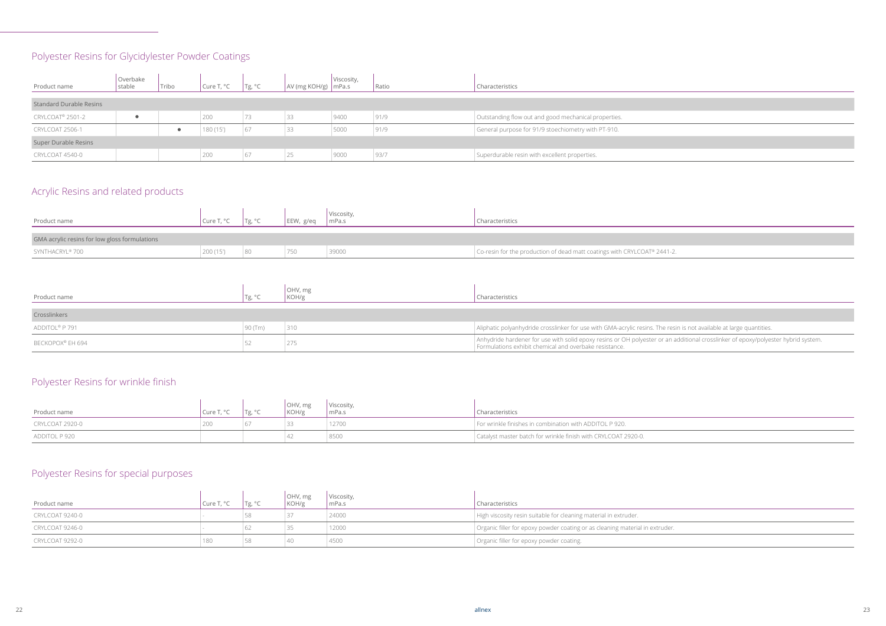## Polyester Resins for Glycidylester Powder Coatings

| Product name | Overbake stable | Tribo | Cure T, °C | Tg, °C | AV (mg KOH/g) | Viscosity, mPa.s | Ratio | Characteristics |
|---|---|---|---|---|---|---|---|---|
| **Standard Durable Resins** | | | | | | | | |
| CRYLCOAT® 2501-2 | ● | | 200 | 73 | 33 | 9400 | 91/9 | Outstanding flow out and good mechanical properties. |
| CRYLCOAT 2506-1 | | ● | 180 (15') | 67 | 33 | 5000 | 91/9 | General purpose for 91/9 stoechiometry with PT-910. |
| **Super Durable Resins** | | | | | | | | |
| CRYLCOAT 4540-0 | | | 200 | 67 | 25 | 9000 | 93/7 | Superdurable resin with excellent properties. |

## Acrylic Resins and related products

| Product name | Cure T, °C | Tg, °C | EEW, g/eq | Viscosity, mPa.s | Characteristics |
|---|---|---|---|---|---|
| **GMA acrylic resins for low gloss formulations** | | | | | |
| SYNTHACRYL® 700 | 200 (15') | 80 | 750 | 39000 | Co-resin for the production of dead matt coatings with CRYLCOAT® 2441-2. |

| Product name | Tg, °C | OHV, mg KOH/g | Characteristics |
|---|---|---|---|
| **Crosslinkers** | | | |
| ADDITOL® P 791 | 90 (Tm) | 310 | Aliphatic polyanhydride crosslinker for use with GMA-acrylic resins. The resin is not available at large quantities. |
| BECKOPOX® EH 694 | 52 | 275 | Anhydride hardener for use with solid epoxy resins or OH polyester or an additional crosslinker of epoxy/polyester hybrid system. Formulations exhibit chemical and overbake resistance. |

## Polyester Resins for wrinkle finish

| Product name | Cure T, °C | Tg, °C | OHV, mg KOH/g | Viscosity, mPa.s | Characteristics |
|---|---|---|---|---|---|
| CRYLCOAT 2920-0 | 200 | 67 | 33 | 12700 | For wrinkle finishes in combination with ADDITOL P 920. |
| ADDITOL P 920 | | | 42 | 8500 | Catalyst master batch for wrinkle finish with CRYLCOAT 2920-0. |

## Polyester Resins for special purposes

| Product name | Cure T, °C | Tg, °C | OHV, mg KOH/g | Viscosity, mPa.s | Characteristics |
|---|---|---|---|---|---|
| CRYLCOAT 9240-0 | - | 58 | 37 | 24000 | High viscosity resin suitable for cleaning material in extruder. |
| CRYLCOAT 9246-0 | - | 62 | 35 | 12000 | Organic filler for epoxy powder coating or as cleaning material in extruder. |
| CRYLCOAT 9292-0 | 180 | 58 | 40 | 4500 | Organic filler for epoxy powder coating. |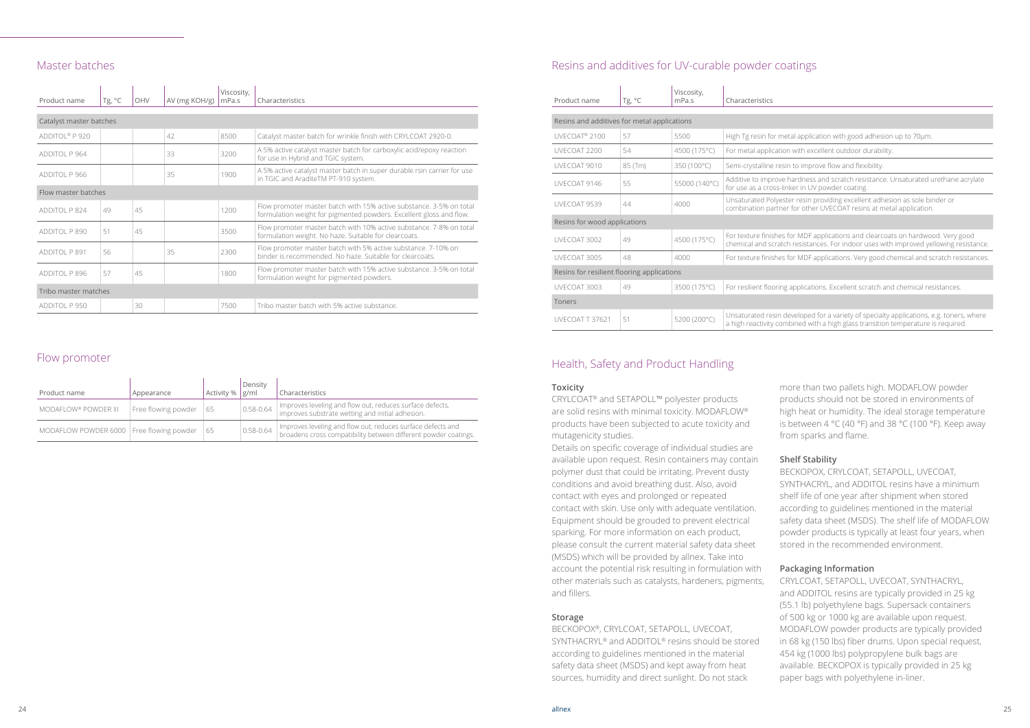## Master batches

| Product name | Tg, °C | OHV | AV (mg KOH/g) | Viscosity, mPa.s | Characteristics |
|---|---|---|---|---|---|
| Catalyst master batches | | | | | |
| ADDITOL® P 920 | | | 42 | 8500 | Catalyst master batch for wrinkle finish with CRYLCOAT 2920-0. |
| ADDITOL P 964 | | | 33 | 3200 | A 5% active catalyst master batch for carboxylic acid/epoxy reaction for use in Hybrid and TGIC system. |
| ADDITOL P 966 | | | 35 | 1900 | A 5% active catalyst master batch in super durable rsin carrier for use in TGIC and AralditeTM PT-910 system. |
| Flow master batches | | | | | |
| ADDITOL P 824 | 49 | 45 | | 1200 | Flow promoter master batch with 15% active substance. 3-5% on total formulation weight for pigmented powders. Excellent gloss and flow. |
| ADDITOL P 890 | 51 | 45 | | 3500 | Flow promoter master batch with 10% active substance. 7-8% on total formulation weight. No haze. Suitable for clearcoats. |
| ADDITOL P 891 | 56 | | 35 | 2300 | Flow promoter master batch with 5% active substance. 7-10% on binder is recommended. No haze. Suitable for clearcoats. |
| ADDITOL P 896 | 57 | 45 | | 1800 | Flow promoter master batch with 15% active substance. 3-5% on total formulation weight for pigmented powders. |
| Tribo master matches | | | | | |
| ADDITOL P 950 | | 30 | | 7500 | Tribo master batch with 5% active substance. |

## Flow promoter

| Product name | Appearance | Activity % | Density g/ml | Characteristics |
|---|---|---|---|---|
| MODAFLOW® POWDER III | Free flowing powder | 65 | 0.58-0.64 | Improves leveling and flow out, reduces surface defects, improves substrate wetting and initial adhesion. |
| MODAFLOW POWDER 6000 | Free flowing powder | 65 | 0.58-0.64 | Improves leveling and flow out, reduces surface defects and broadens cross compatibility between different powder coatings. |

## Resins and additives for UV-curable powder coatings

| Product name | Tg, °C | Viscosity, mPa.s | Characteristics |
|---|---|---|---|
| Resins and additives for metal applications | | | |
| UVECOAT® 2100 | 57 | 5500 | High Tg resin for metal application with good adhesion up to 70µm. |
| UVECOAT 2200 | 54 | 4500 (175°C) | For metal application with excellent outdoor durability. |
| UVECOAT 9010 | 85 (Tm) | 350 (100°C) | Semi-crystalline resin to improve flow and flexibility. |
| UVECOAT 9146 | 55 | 55000 (140°C) | Additive to improve hardness and scratch resistance. Unsaturated urethane acrylate for use as a cross-linker in UV powder coating. |
| UVECOAT 9539 | 44 | 4000 | Unsaturated Polyester resin providing excellent adhesion as sole binder or combination partner for other UVECOAT resins at metal application. |
| Resins for wood applications | | | |
| UVECOAT 3002 | 49 | 4500 (175°C) | For texture finishes for MDF applications and clearcoats on hardwood. Very good chemical and scratch resistances. For indoor uses with improved yellowing resistance. |
| UVECOAT 3005 | 48 | 4000 | For texture finishes for MDF applications. Very good chemical and scratch resistances. |
| Resins for resilient flooring applications | | | |
| UVECOAT 3003 | 49 | 3500 (175°C) | For resilient flooring applications. Excellent scratch and chemical resistances. |
| Toners | | | |
| UVECOAT T 37621 | 51 | 5200 (200°C) | Unsaturated resin developed for a variety of specialty applications, e.g. toners, where a high reactivity combined with a high glass transition temperature is required. |

## Health, Safety and Product Handling

### Toxicity

CRYLCOAT® and SETAPOLL™ polyester products are solid resins with minimal toxicity. MODAFLOW® products have been subjected to acute toxicity and mutagenicity studies.

Details on specific coverage of individual studies are available upon request. Resin containers may contain polymer dust that could be irritating. Prevent dusty conditions and avoid breathing dust. Also, avoid contact with eyes and prolonged or repeated contact with skin. Use only with adequate ventilation. Equipment should be grouded to prevent electrical sparking. For more information on each product, please consult the current material safety data sheet (MSDS) which will be provided by allnex. Take into account the potential risk resulting in formulation with other materials such as catalysts, hardeners, pigments, and fillers.

### Storage

BECKOPOX®, CRYLCOAT, SETAPOLL, UVECOAT, SYNTHACRYL® and ADDITOL® resins should be stored according to guidelines mentioned in the material safety data sheet (MSDS) and kept away from heat sources, humidity and direct sunlight. Do not stack more than two pallets high. MODAFLOW powder products should not be stored in environments of high heat or humidity. The ideal storage temperature is between 4 °C (40 °F) and 38 °C (100 °F). Keep away from sparks and flame.

### Shelf Stability

BECKOPOX, CRYLCOAT, SETAPOLL, UVECOAT, SYNTHACRYL, and ADDITOL resins have a minimum shelf life of one year after shipment when stored according to guidelines mentioned in the material safety data sheet (MSDS). The shelf life of MODAFLOW powder products is typically at least four years, when stored in the recommended environment.

### Packaging Information

CRYLCOAT, SETAPOLL, UVECOAT, SYNTHACRYL, and ADDITOL resins are typically provided in 25 kg (55.1 lb) polyethylene bags. Supersack containers of 500 kg or 1000 kg are available upon request. MODAFLOW powder products are typically provided in 68 kg (150 lbs) fiber drums. Upon special request, 454 kg (1000 lbs) polypropylene bulk bags are available. BECKOPOX is typically provided in 25 kg paper bags with polyethylene in-liner.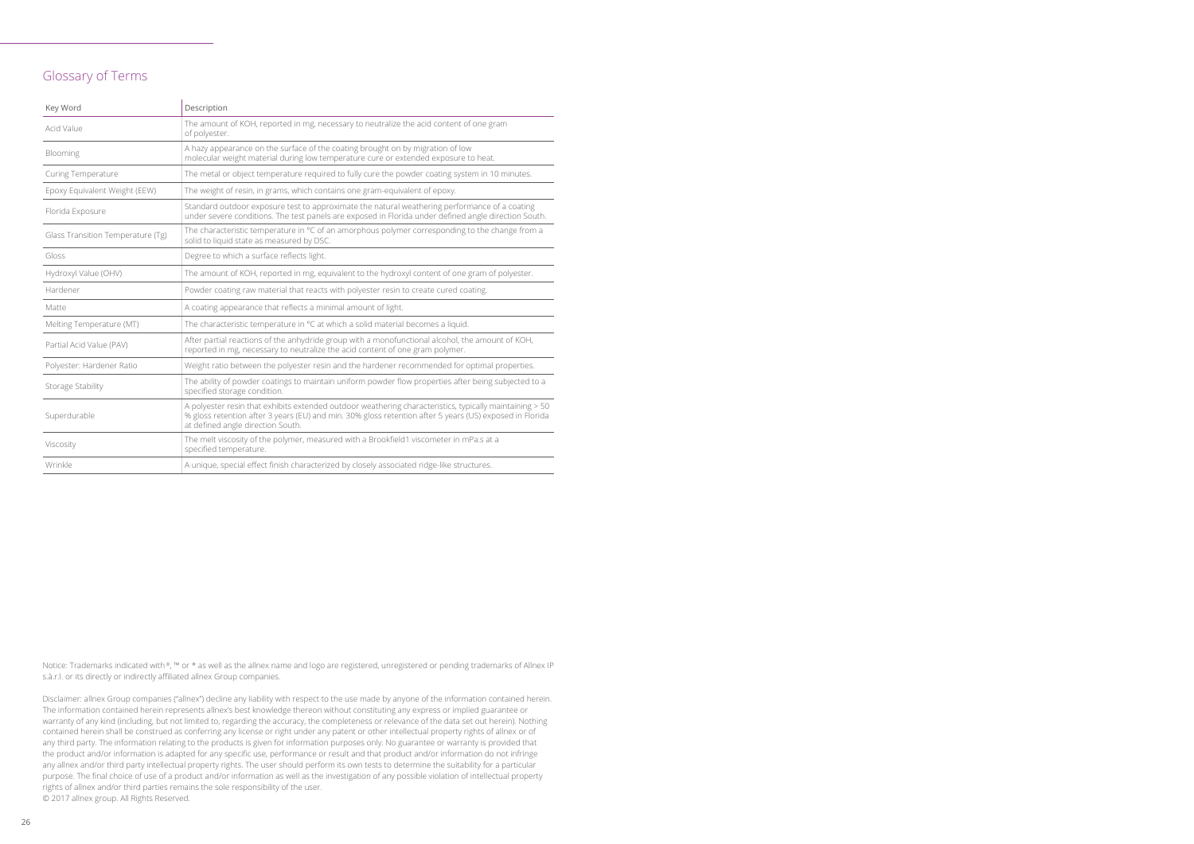## Glossary of Terms

| Key Word | Description |
|---|---|
| Acid Value | The amount of KOH, reported in mg, necessary to neutralize the acid content of one gram of polyester. |
| Blooming | A hazy appearance on the surface of the coating brought on by migration of low molecular weight material during low temperature cure or extended exposure to heat. |
| Curing Temperature | The metal or object temperature required to fully cure the powder coating system in 10 minutes. |
| Epoxy Equivalent Weight (EEW) | The weight of resin, in grams, which contains one gram-equivalent of epoxy. |
| Florida Exposure | Standard outdoor exposure test to approximate the natural weathering performance of a coating under severe conditions. The test panels are exposed in Florida under defined angle direction South. |
| Glass Transition Temperature (Tg) | The characteristic temperature in °C of an amorphous polymer corresponding to the change from a solid to liquid state as measured by DSC. |
| Gloss | Degree to which a surface reflects light. |
| Hydroxyl Value (OHV) | The amount of KOH, reported in mg, equivalent to the hydroxyl content of one gram of polyester. |
| Hardener | Powder coating raw material that reacts with polyester resin to create cured coating. |
| Matte | A coating appearance that reflects a minimal amount of light. |
| Melting Temperature (MT) | The characteristic temperature in °C at which a solid material becomes a liquid. |
| Partial Acid Value (PAV) | After partial reactions of the anhydride group with a monofunctional alcohol, the amount of KOH, reported in mg, necessary to neutralize the acid content of one gram polymer. |
| Polyester: Hardener Ratio | Weight ratio between the polyester resin and the hardener recommended for optimal properties. |
| Storage Stability | The ability of powder coatings to maintain uniform powder flow properties after being subjected to a specified storage condition. |
| Superdurable | A polyester resin that exhibits extended outdoor weathering characteristics, typically maintaining > 50 % gloss retention after 3 years (EU) and min. 30% gloss retention after 5 years (US) exposed in Florida at defined angle direction South. |
| Viscosity | The melt viscosity of the polymer, measured with a Brookfield1 viscometer in mPa.s at a specified temperature. |
| Wrinkle | A unique, special effect finish characterized by closely associated ridge-like structures. |

Notice: Trademarks indicated with®, ™ or * as well as the allnex name and logo are registered, unregistered or pending trademarks of Allnex IP s.à.r.l. or its directly or indirectly affiliated allnex Group companies.

Disclaimer: allnex Group companies ("allnex") decline any liability with respect to the use made by anyone of the information contained herein. The information contained herein represents allnex's best knowledge thereon without constituting any express or implied guarantee or warranty of any kind (including, but not limited to, regarding the accuracy, the completeness or relevance of the data set out herein). Nothing contained herein shall be construed as conferring any license or right under any patent or other intellectual property rights of allnex or of any third party. The information relating to the products is given for information purposes only. No guarantee or warranty is provided that the product and/or information is adapted for any specific use, performance or result and that product and/or information do not infringe any allnex and/or third party intellectual property rights. The user should perform its own tests to determine the suitability for a particular purpose. The final choice of use of a product and/or information as well as the investigation of any possible violation of intellectual property rights of allnex and/or third parties remains the sole responsibility of the user.
© 2017 allnex group. All Rights Reserved.